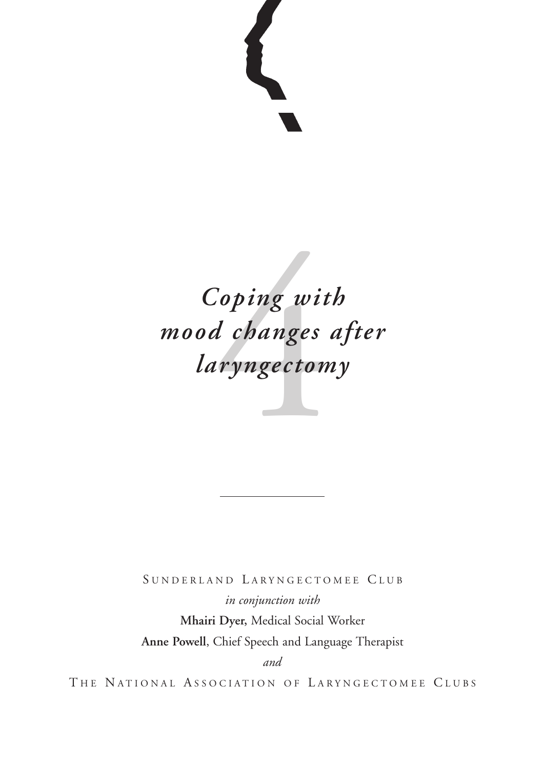# *Coping with mood changes after laryngectomy*

SUNDERLAND LARYNGECTOMEE CLUB

*in conjunction with*

**Mhairi Dyer,** Medical Social Worker

**Anne Powell**, Chief Speech and Language Therapist

*and*

THE NATIONAL ASSOCIATION OF LARYNGECTOMEE CLUBS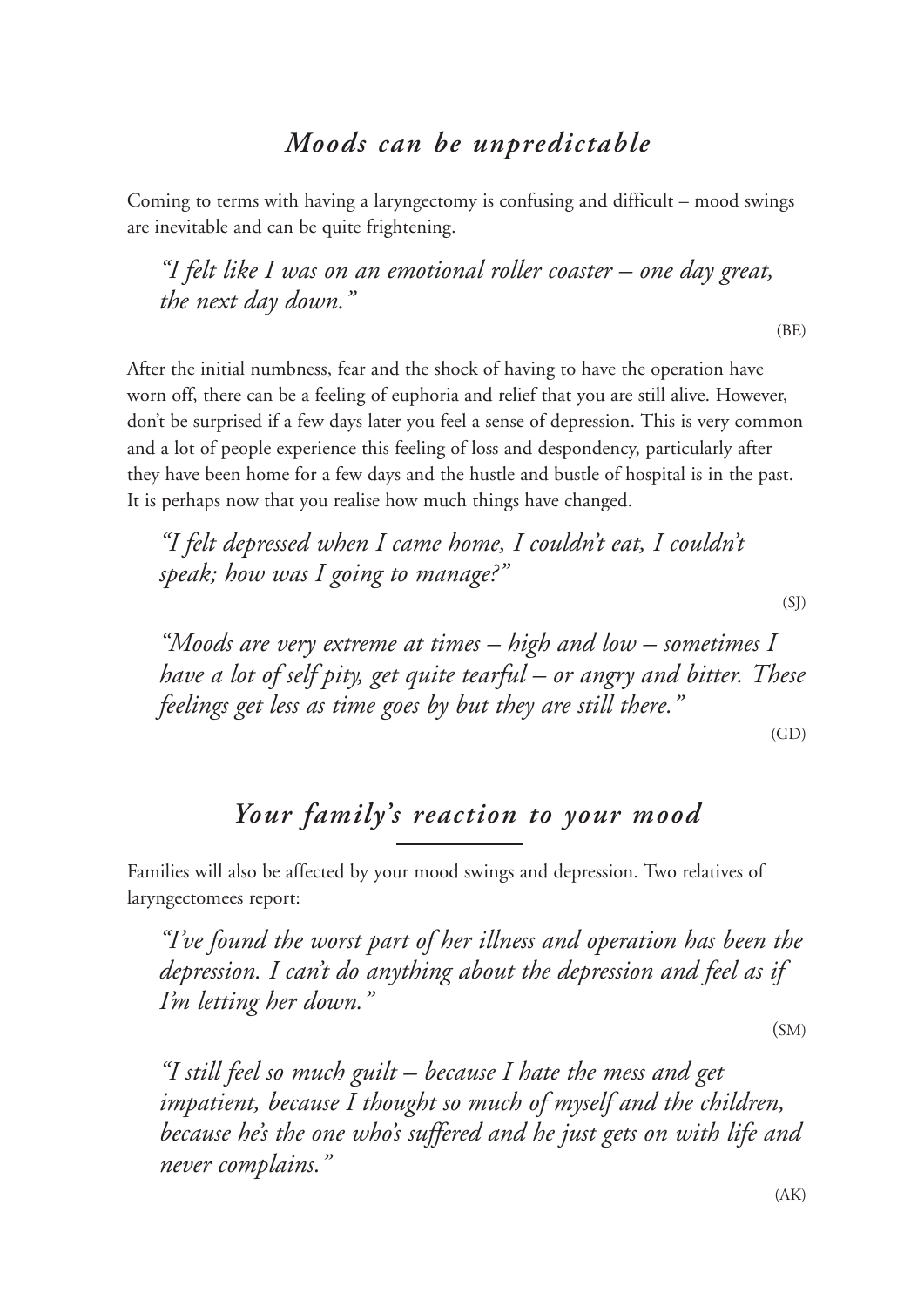## *Moods can be unpredictable*

Coming to terms with having a laryngectomy is confusing and difficult – mood swings are inevitable and can be quite frightening.

> *"I felt like I was on an emotional roller coaster – one day great, the next day down."*
>
> (BE)

After the initial numbness, fear and the shock of having to have the operation have worn off, there can be a feeling of euphoria and relief that you are still alive. However, don't be surprised if a few days later you feel a sense of depression. This is very common and a lot of people experience this feeling of loss and despondency, particularly after they have been home for a few days and the hustle and bustle of hospital is in the past. It is perhaps now that you realise how much things have changed.

> *"I felt depressed when I came home, I couldn't eat, I couldn't speak; how was I going to manage?"*
>
> (SJ)

> *"Moods are very extreme at times – high and low – sometimes I have a lot of self pity, get quite tearful – or angry and bitter. These feelings get less as time goes by but they are still there."*
>
> (GD)

## *Your family's reaction to your mood*

Families will also be affected by your mood swings and depression. Two relatives of laryngectomees report:

> *"I've found the worst part of her illness and operation has been the depression. I can't do anything about the depression and feel as if I'm letting her down."*
>
> (SM)

> *"I still feel so much guilt – because I hate the mess and get impatient, because I thought so much of myself and the children, because he's the one who's suffered and he just gets on with life and never complains."*
>
> (AK)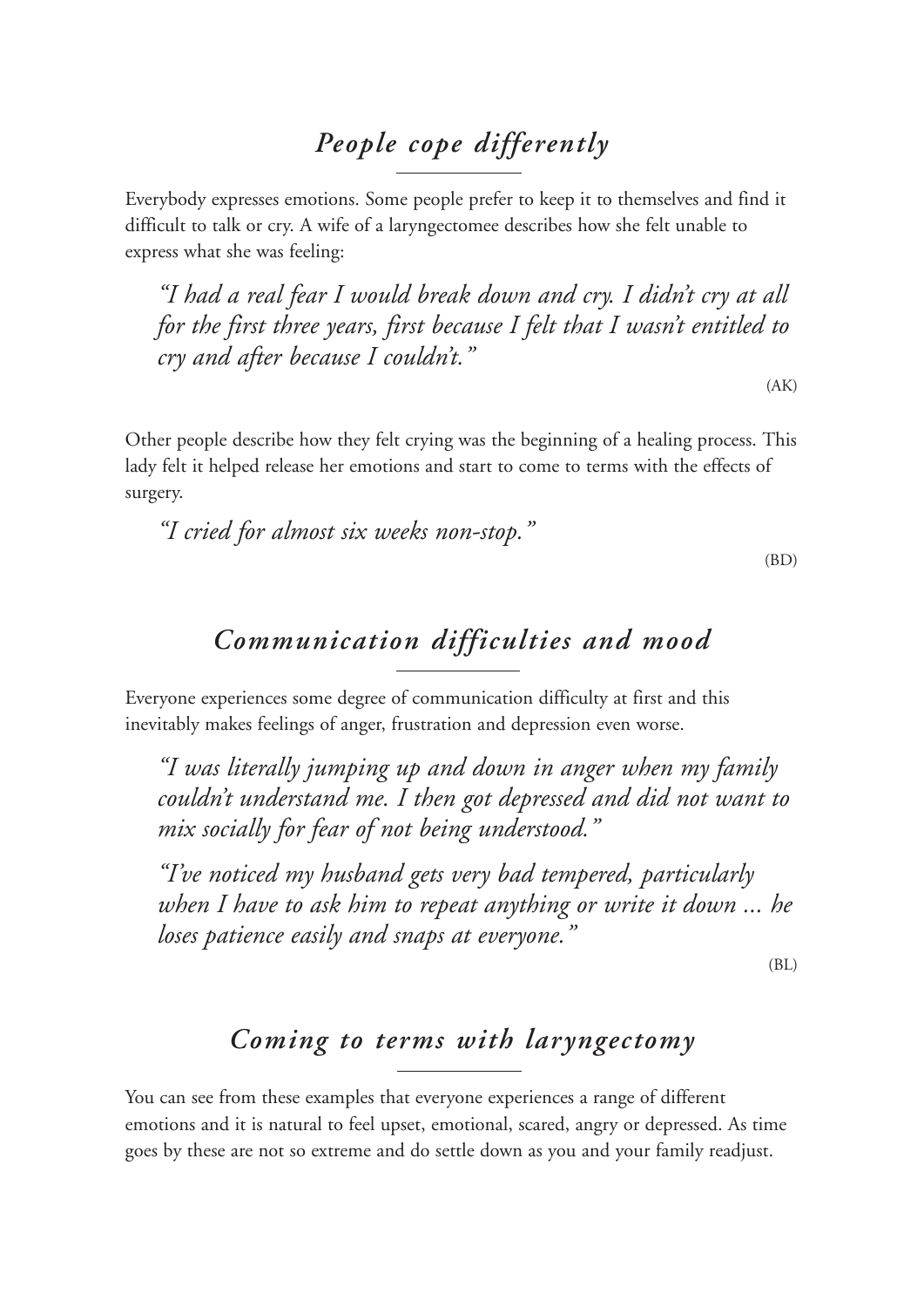## *People cope differently*

Everybody expresses emotions. Some people prefer to keep it to themselves and find it difficult to talk or cry. A wife of a laryngectomee describes how she felt unable to express what she was feeling:

> *"I had a real fear I would break down and cry. I didn't cry at all for the first three years, first because I felt that I wasn't entitled to cry and after because I couldn't."*
>
> (AK)

Other people describe how they felt crying was the beginning of a healing process. This lady felt it helped release her emotions and start to come to terms with the effects of surgery.

> *"I cried for almost six weeks non-stop."*
>
> (BD)

## *Communication difficulties and mood*

Everyone experiences some degree of communication difficulty at first and this inevitably makes feelings of anger, frustration and depression even worse.

> *"I was literally jumping up and down in anger when my family couldn't understand me. I then got depressed and did not want to mix socially for fear of not being understood."*
>
> *"I've noticed my husband gets very bad tempered, particularly when I have to ask him to repeat anything or write it down ... he loses patience easily and snaps at everyone."*
>
> (BL)

## *Coming to terms with laryngectomy*

You can see from these examples that everyone experiences a range of different emotions and it is natural to feel upset, emotional, scared, angry or depressed. As time goes by these are not so extreme and do settle down as you and your family readjust.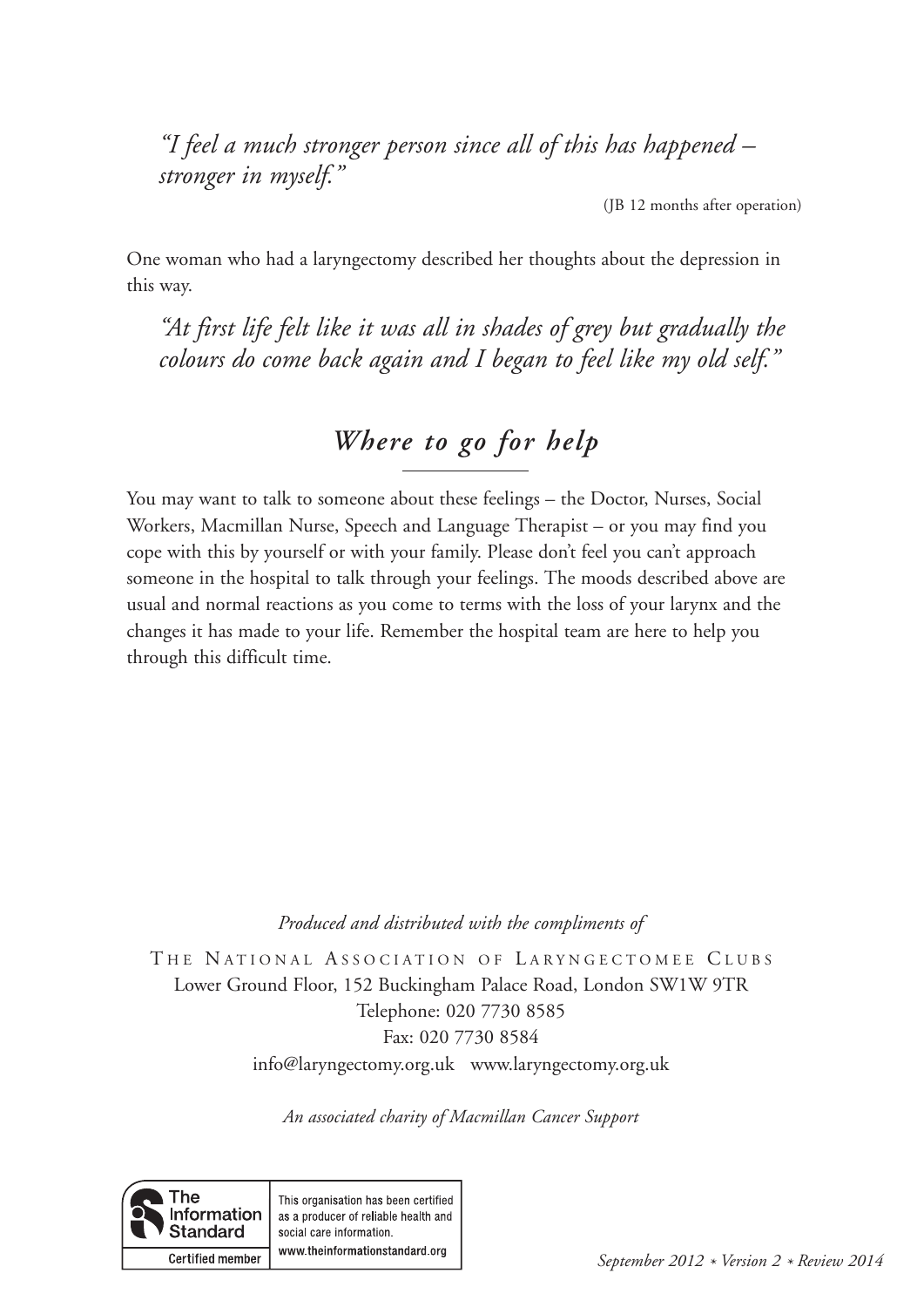*"I feel a much stronger person since all of this has happened – stronger in myself."*

(JB 12 months after operation)

One woman who had a laryngectomy described her thoughts about the depression in this way.

*"At first life felt like it was all in shades of grey but gradually the colours do come back again and I began to feel like my old self."*

## *Where to go for help*

You may want to talk to someone about these feelings – the Doctor, Nurses, Social Workers, Macmillan Nurse, Speech and Language Therapist – or you may find you cope with this by yourself or with your family. Please don't feel you can't approach someone in the hospital to talk through your feelings. The moods described above are usual and normal reactions as you come to terms with the loss of your larynx and the changes it has made to your life. Remember the hospital team are here to help you through this difficult time.

*Produced and distributed with the compliments of*

THE NATIONAL ASSOCIATION OF LARYNGECTOMEE CLUBS
Lower Ground Floor, 152 Buckingham Palace Road, London SW1W 9TR
Telephone: 020 7730 8585
Fax: 020 7730 8584
info@laryngectomy.org.uk www.laryngectomy.org.uk

*An associated charity of Macmillan Cancer Support*

The Information Standard
Certified member

This organisation has been certified as a producer of reliable health and social care information.
www.theinformationstandard.org

*September 2012 * Version 2 * Review 2014*